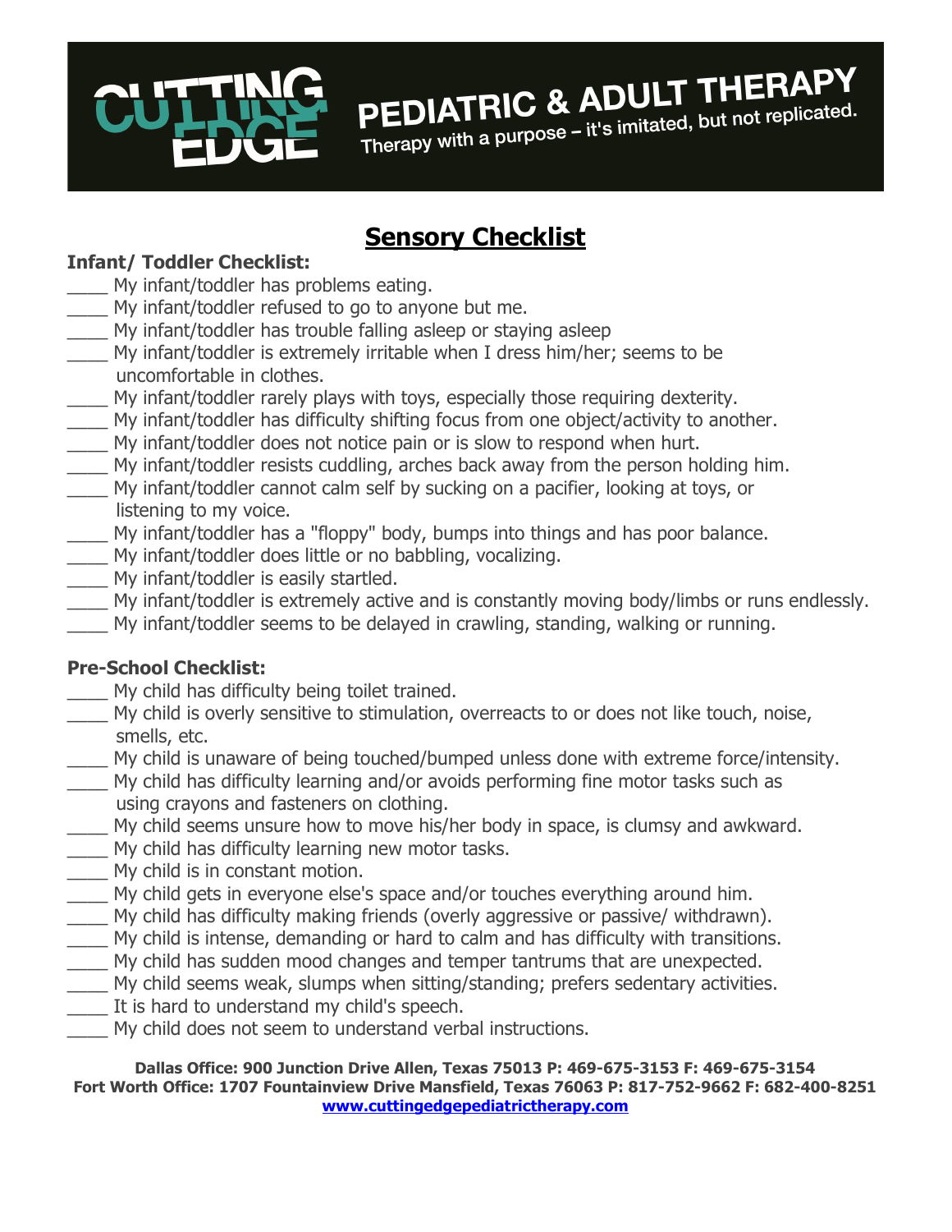CUTTING EDGE

PEDIATRIC & ADULT THERAPY

Therapy with a purpose – it's imitated, but not replicated.

# Sensory Checklist

**Infant/ Toddler Checklist:**

____ My infant/toddler has problems eating.
____ My infant/toddler refused to go to anyone but me.
____ My infant/toddler has trouble falling asleep or staying asleep
____ My infant/toddler is extremely irritable when I dress him/her; seems to be uncomfortable in clothes.
____ My infant/toddler rarely plays with toys, especially those requiring dexterity.
____ My infant/toddler has difficulty shifting focus from one object/activity to another.
____ My infant/toddler does not notice pain or is slow to respond when hurt.
____ My infant/toddler resists cuddling, arches back away from the person holding him.
____ My infant/toddler cannot calm self by sucking on a pacifier, looking at toys, or listening to my voice.
____ My infant/toddler has a "floppy" body, bumps into things and has poor balance.
____ My infant/toddler does little or no babbling, vocalizing.
____ My infant/toddler is easily startled.
____ My infant/toddler is extremely active and is constantly moving body/limbs or runs endlessly.
____ My infant/toddler seems to be delayed in crawling, standing, walking or running.

**Pre-School Checklist:**

____ My child has difficulty being toilet trained.
____ My child is overly sensitive to stimulation, overreacts to or does not like touch, noise, smells, etc.
____ My child is unaware of being touched/bumped unless done with extreme force/intensity.
____ My child has difficulty learning and/or avoids performing fine motor tasks such as using crayons and fasteners on clothing.
____ My child seems unsure how to move his/her body in space, is clumsy and awkward.
____ My child has difficulty learning new motor tasks.
____ My child is in constant motion.
____ My child gets in everyone else's space and/or touches everything around him.
____ My child has difficulty making friends (overly aggressive or passive/ withdrawn).
____ My child is intense, demanding or hard to calm and has difficulty with transitions.
____ My child has sudden mood changes and temper tantrums that are unexpected.
____ My child seems weak, slumps when sitting/standing; prefers sedentary activities.
____ It is hard to understand my child's speech.
____ My child does not seem to understand verbal instructions.

**Dallas Office: 900 Junction Drive Allen, Texas 75013 P: 469-675-3153 F: 469-675-3154**
**Fort Worth Office: 1707 Fountainview Drive Mansfield, Texas 76063 P: 817-752-9662 F: 682-400-8251**
**www.cuttingedgepediatrictherapy.com**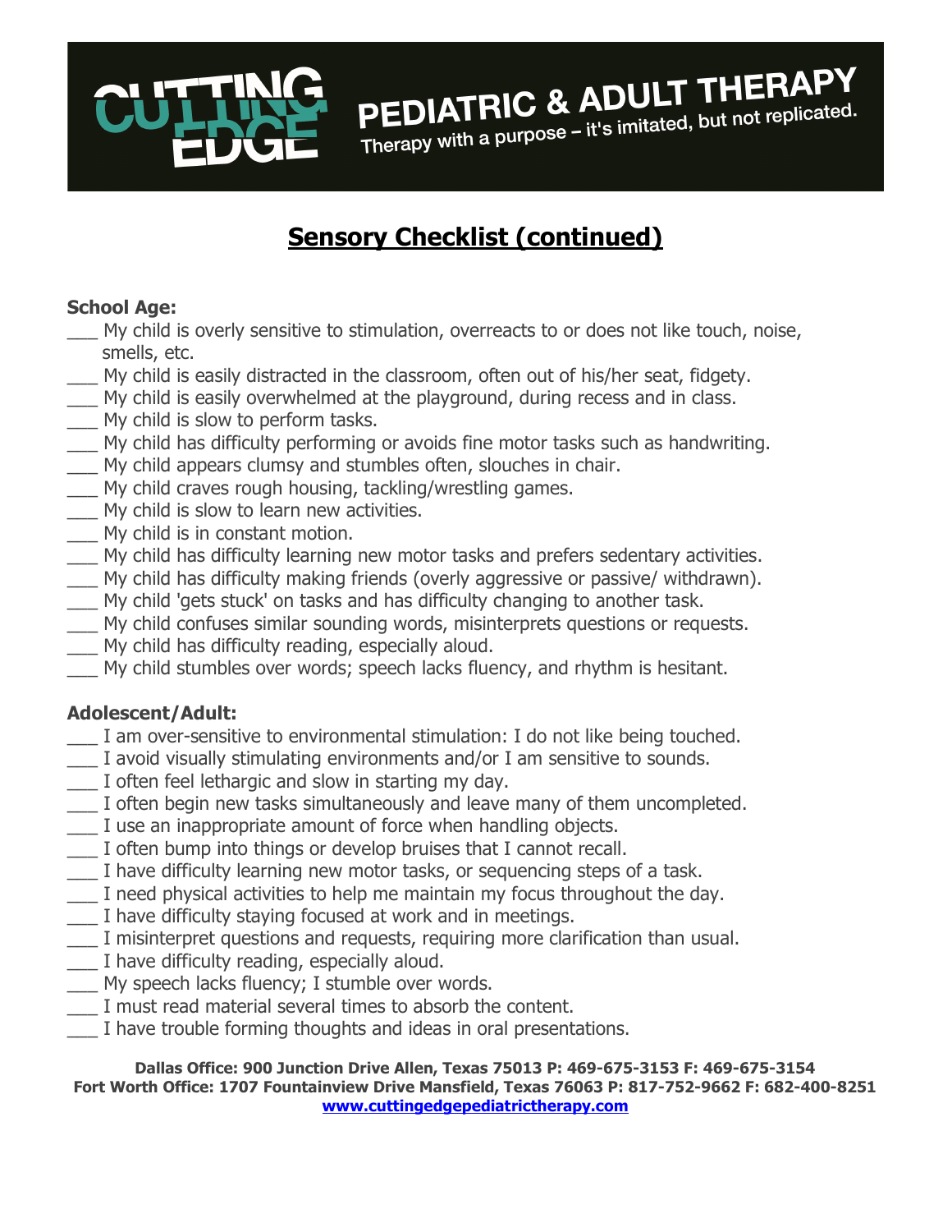# Sensory Checklist (continued)

**School Age:**

___ My child is overly sensitive to stimulation, overreacts to or does not like touch, noise, smells, etc.
___ My child is easily distracted in the classroom, often out of his/her seat, fidgety.
___ My child is easily overwhelmed at the playground, during recess and in class.
___ My child is slow to perform tasks.
___ My child has difficulty performing or avoids fine motor tasks such as handwriting.
___ My child appears clumsy and stumbles often, slouches in chair.
___ My child craves rough housing, tackling/wrestling games.
___ My child is slow to learn new activities.
___ My child is in constant motion.
___ My child has difficulty learning new motor tasks and prefers sedentary activities.
___ My child has difficulty making friends (overly aggressive or passive/ withdrawn).
___ My child 'gets stuck' on tasks and has difficulty changing to another task.
___ My child confuses similar sounding words, misinterprets questions or requests.
___ My child has difficulty reading, especially aloud.
___ My child stumbles over words; speech lacks fluency, and rhythm is hesitant.

**Adolescent/Adult:**

___ I am over-sensitive to environmental stimulation: I do not like being touched.
___ I avoid visually stimulating environments and/or I am sensitive to sounds.
___ I often feel lethargic and slow in starting my day.
___ I often begin new tasks simultaneously and leave many of them uncompleted.
___ I use an inappropriate amount of force when handling objects.
___ I often bump into things or develop bruises that I cannot recall.
___ I have difficulty learning new motor tasks, or sequencing steps of a task.
___ I need physical activities to help me maintain my focus throughout the day.
___ I have difficulty staying focused at work and in meetings.
___ I misinterpret questions and requests, requiring more clarification than usual.
___ I have difficulty reading, especially aloud.
___ My speech lacks fluency; I stumble over words.
___ I must read material several times to absorb the content.
___ I have trouble forming thoughts and ideas in oral presentations.